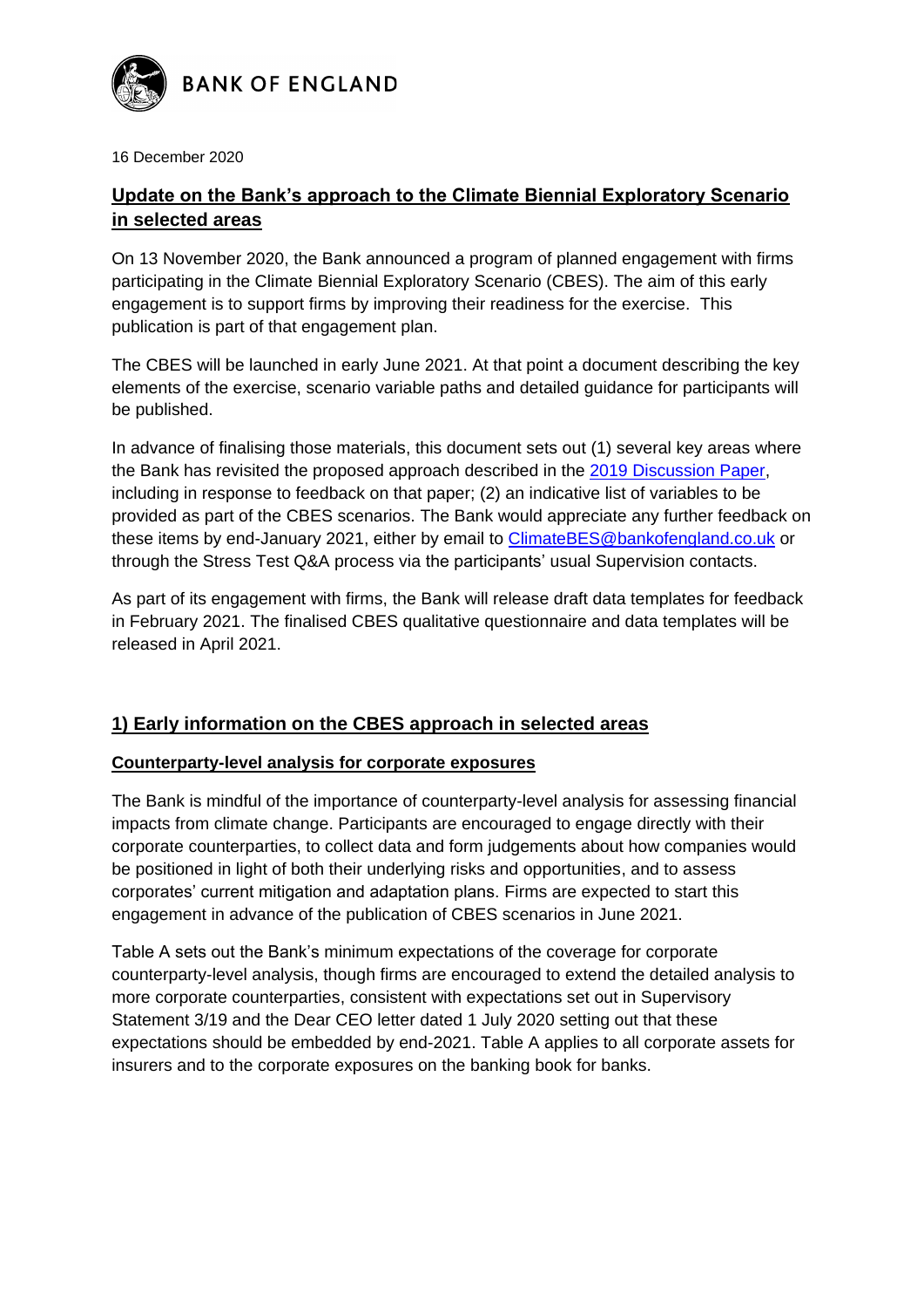**BANK OF ENGLAND**

16 December 2020

# Update on the Bank's approach to the Climate Biennial Exploratory Scenario in selected areas

On 13 November 2020, the Bank announced a program of planned engagement with firms participating in the Climate Biennial Exploratory Scenario (CBES). The aim of this early engagement is to support firms by improving their readiness for the exercise. This publication is part of that engagement plan.

The CBES will be launched in early June 2021. At that point a document describing the key elements of the exercise, scenario variable paths and detailed guidance for participants will be published.

In advance of finalising those materials, this document sets out (1) several key areas where the Bank has revisited the proposed approach described in the [2019 Discussion Paper](), including in response to feedback on that paper; (2) an indicative list of variables to be provided as part of the CBES scenarios. The Bank would appreciate any further feedback on these items by end-January 2021, either by email to [ClimateBES@bankofengland.co.uk]() or through the Stress Test Q&A process via the participants' usual Supervision contacts.

As part of its engagement with firms, the Bank will release draft data templates for feedback in February 2021. The finalised CBES qualitative questionnaire and data templates will be released in April 2021.

## 1) Early information on the CBES approach in selected areas

### Counterparty-level analysis for corporate exposures

The Bank is mindful of the importance of counterparty-level analysis for assessing financial impacts from climate change. Participants are encouraged to engage directly with their corporate counterparties, to collect data and form judgements about how companies would be positioned in light of both their underlying risks and opportunities, and to assess corporates' current mitigation and adaptation plans. Firms are expected to start this engagement in advance of the publication of CBES scenarios in June 2021.

Table A sets out the Bank's minimum expectations of the coverage for corporate counterparty-level analysis, though firms are encouraged to extend the detailed analysis to more corporate counterparties, consistent with expectations set out in Supervisory Statement 3/19 and the Dear CEO letter dated 1 July 2020 setting out that these expectations should be embedded by end-2021. Table A applies to all corporate assets for insurers and to the corporate exposures on the banking book for banks.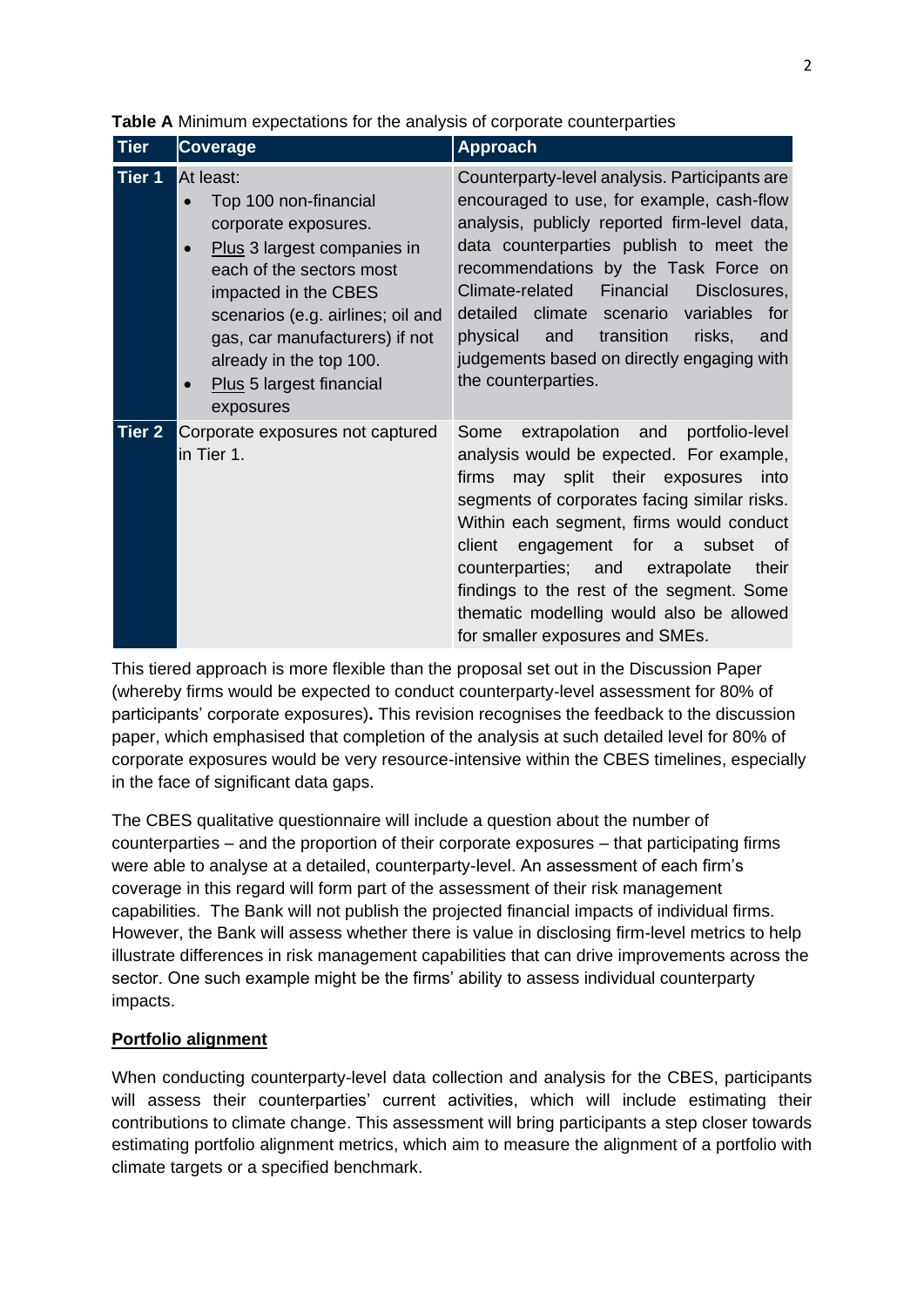**Table A** Minimum expectations for the analysis of corporate counterparties

| Tier | Coverage | Approach |
|---|---|---|
| **Tier 1** | At least:<br>• Top 100 non-financial corporate exposures.<br>• Plus 3 largest companies in each of the sectors most impacted in the CBES scenarios (e.g. airlines; oil and gas, car manufacturers) if not already in the top 100.<br>• Plus 5 largest financial exposures | Counterparty-level analysis. Participants are encouraged to use, for example, cash-flow analysis, publicly reported firm-level data, data counterparties publish to meet the recommendations by the Task Force on Climate-related Financial Disclosures, detailed climate scenario variables for physical and transition risks, and judgements based on directly engaging with the counterparties. |
| **Tier 2** | Corporate exposures not captured in Tier 1. | Some extrapolation and portfolio-level analysis would be expected. For example, firms may split their exposures into segments of corporates facing similar risks. Within each segment, firms would conduct client engagement for a subset of counterparties; and extrapolate their findings to the rest of the segment. Some thematic modelling would also be allowed for smaller exposures and SMEs. |

This tiered approach is more flexible than the proposal set out in the Discussion Paper (whereby firms would be expected to conduct counterparty-level assessment for 80% of participants' corporate exposures)**.** This revision recognises the feedback to the discussion paper, which emphasised that completion of the analysis at such detailed level for 80% of corporate exposures would be very resource-intensive within the CBES timelines, especially in the face of significant data gaps.

The CBES qualitative questionnaire will include a question about the number of counterparties – and the proportion of their corporate exposures – that participating firms were able to analyse at a detailed, counterparty-level. An assessment of each firm's coverage in this regard will form part of the assessment of their risk management capabilities. The Bank will not publish the projected financial impacts of individual firms. However, the Bank will assess whether there is value in disclosing firm-level metrics to help illustrate differences in risk management capabilities that can drive improvements across the sector. One such example might be the firms' ability to assess individual counterparty impacts.

**Portfolio alignment**

When conducting counterparty-level data collection and analysis for the CBES, participants will assess their counterparties' current activities, which will include estimating their contributions to climate change. This assessment will bring participants a step closer towards estimating portfolio alignment metrics, which aim to measure the alignment of a portfolio with climate targets or a specified benchmark.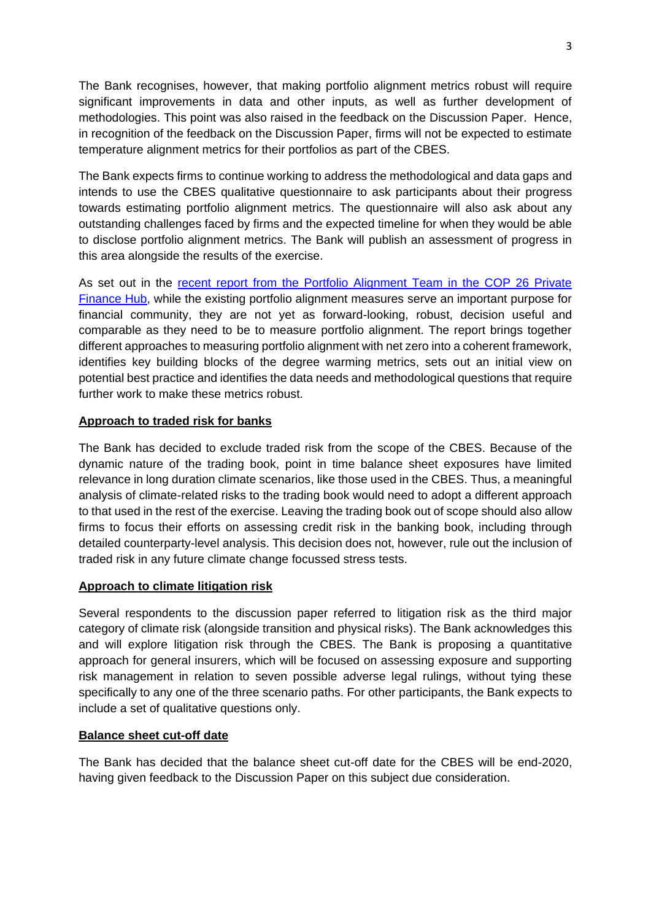The Bank recognises, however, that making portfolio alignment metrics robust will require significant improvements in data and other inputs, as well as further development of methodologies. This point was also raised in the feedback on the Discussion Paper. Hence, in recognition of the feedback on the Discussion Paper, firms will not be expected to estimate temperature alignment metrics for their portfolios as part of the CBES.

The Bank expects firms to continue working to address the methodological and data gaps and intends to use the CBES qualitative questionnaire to ask participants about their progress towards estimating portfolio alignment metrics. The questionnaire will also ask about any outstanding challenges faced by firms and the expected timeline for when they would be able to disclose portfolio alignment metrics. The Bank will publish an assessment of progress in this area alongside the results of the exercise.

As set out in the [recent report from the Portfolio Alignment Team in the COP 26 Private Finance Hub](), while the existing portfolio alignment measures serve an important purpose for financial community, they are not yet as forward-looking, robust, decision useful and comparable as they need to be to measure portfolio alignment. The report brings together different approaches to measuring portfolio alignment with net zero into a coherent framework, identifies key building blocks of the degree warming metrics, sets out an initial view on potential best practice and identifies the data needs and methodological questions that require further work to make these metrics robust.

**Approach to traded risk for banks**

The Bank has decided to exclude traded risk from the scope of the CBES. Because of the dynamic nature of the trading book, point in time balance sheet exposures have limited relevance in long duration climate scenarios, like those used in the CBES. Thus, a meaningful analysis of climate-related risks to the trading book would need to adopt a different approach to that used in the rest of the exercise. Leaving the trading book out of scope should also allow firms to focus their efforts on assessing credit risk in the banking book, including through detailed counterparty-level analysis. This decision does not, however, rule out the inclusion of traded risk in any future climate change focussed stress tests.

**Approach to climate litigation risk**

Several respondents to the discussion paper referred to litigation risk as the third major category of climate risk (alongside transition and physical risks). The Bank acknowledges this and will explore litigation risk through the CBES. The Bank is proposing a quantitative approach for general insurers, which will be focused on assessing exposure and supporting risk management in relation to seven possible adverse legal rulings, without tying these specifically to any one of the three scenario paths. For other participants, the Bank expects to include a set of qualitative questions only.

**Balance sheet cut-off date**

The Bank has decided that the balance sheet cut-off date for the CBES will be end-2020, having given feedback to the Discussion Paper on this subject due consideration.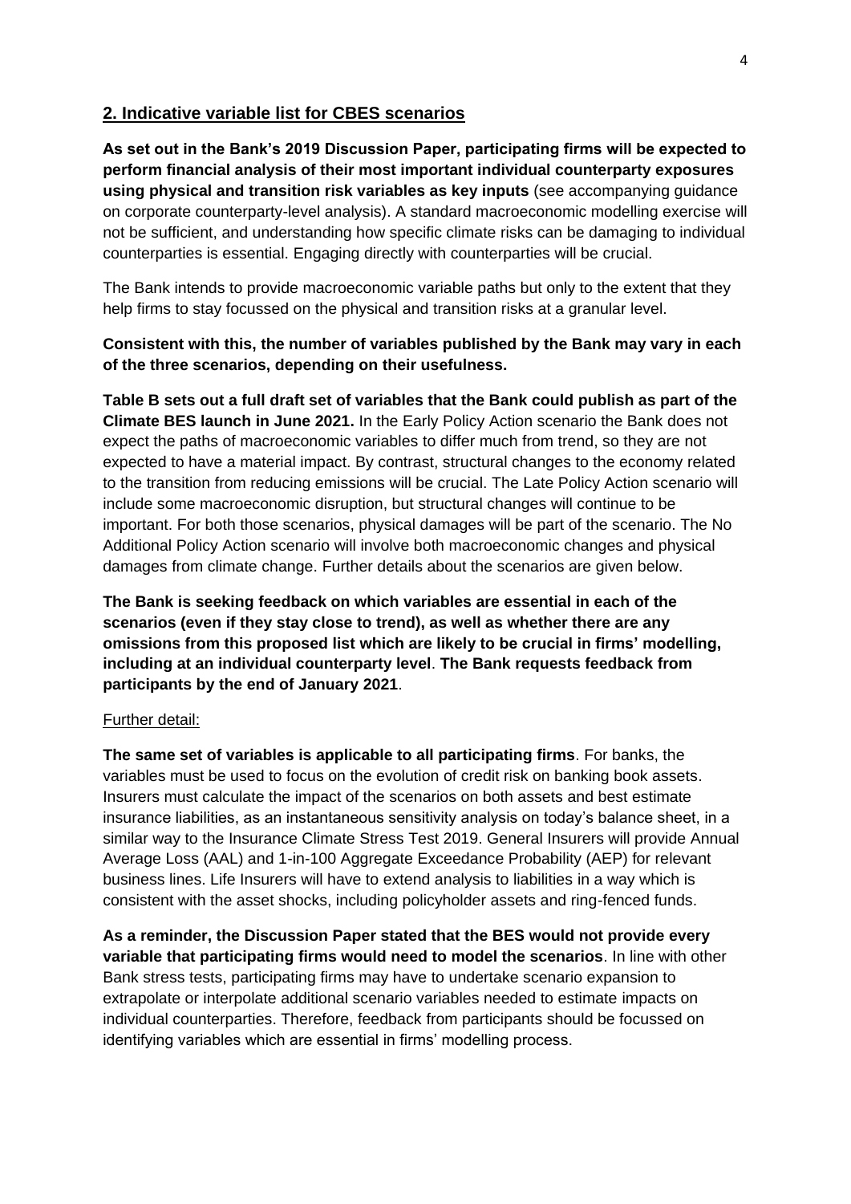## 2. Indicative variable list for CBES scenarios

**As set out in the Bank's 2019 Discussion Paper, participating firms will be expected to perform financial analysis of their most important individual counterparty exposures using physical and transition risk variables as key inputs** (see accompanying guidance on corporate counterparty-level analysis). A standard macroeconomic modelling exercise will not be sufficient, and understanding how specific climate risks can be damaging to individual counterparties is essential. Engaging directly with counterparties will be crucial.

The Bank intends to provide macroeconomic variable paths but only to the extent that they help firms to stay focussed on the physical and transition risks at a granular level.

**Consistent with this, the number of variables published by the Bank may vary in each of the three scenarios, depending on their usefulness.**

**Table B sets out a full draft set of variables that the Bank could publish as part of the Climate BES launch in June 2021.** In the Early Policy Action scenario the Bank does not expect the paths of macroeconomic variables to differ much from trend, so they are not expected to have a material impact. By contrast, structural changes to the economy related to the transition from reducing emissions will be crucial. The Late Policy Action scenario will include some macroeconomic disruption, but structural changes will continue to be important. For both those scenarios, physical damages will be part of the scenario. The No Additional Policy Action scenario will involve both macroeconomic changes and physical damages from climate change. Further details about the scenarios are given below.

**The Bank is seeking feedback on which variables are essential in each of the scenarios (even if they stay close to trend), as well as whether there are any omissions from this proposed list which are likely to be crucial in firms' modelling, including at an individual counterparty level**. **The Bank requests feedback from participants by the end of January 2021**.

Further detail:

**The same set of variables is applicable to all participating firms**. For banks, the variables must be used to focus on the evolution of credit risk on banking book assets. Insurers must calculate the impact of the scenarios on both assets and best estimate insurance liabilities, as an instantaneous sensitivity analysis on today's balance sheet, in a similar way to the Insurance Climate Stress Test 2019. General Insurers will provide Annual Average Loss (AAL) and 1-in-100 Aggregate Exceedance Probability (AEP) for relevant business lines. Life Insurers will have to extend analysis to liabilities in a way which is consistent with the asset shocks, including policyholder assets and ring-fenced funds.

**As a reminder, the Discussion Paper stated that the BES would not provide every variable that participating firms would need to model the scenarios**. In line with other Bank stress tests, participating firms may have to undertake scenario expansion to extrapolate or interpolate additional scenario variables needed to estimate impacts on individual counterparties. Therefore, feedback from participants should be focussed on identifying variables which are essential in firms' modelling process.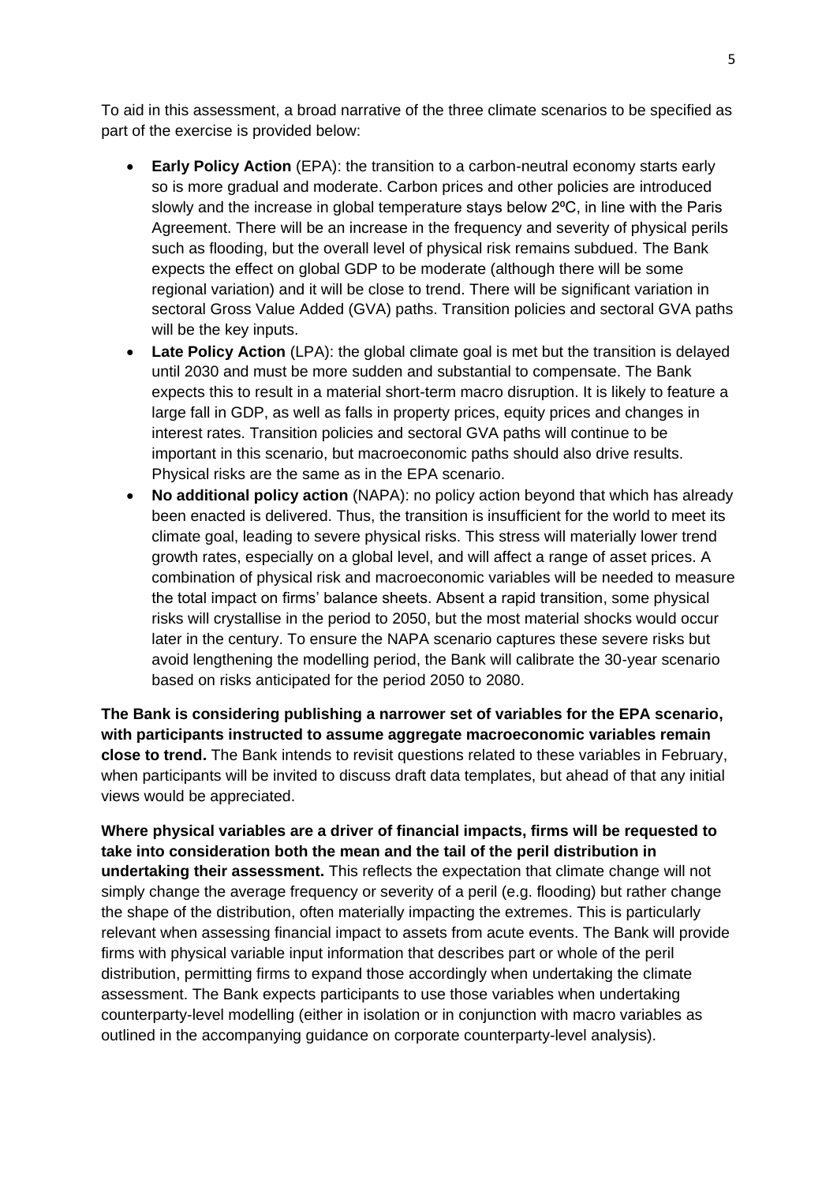To aid in this assessment, a broad narrative of the three climate scenarios to be specified as part of the exercise is provided below:

- **Early Policy Action** (EPA): the transition to a carbon-neutral economy starts early so is more gradual and moderate. Carbon prices and other policies are introduced slowly and the increase in global temperature stays below 2ºC, in line with the Paris Agreement. There will be an increase in the frequency and severity of physical perils such as flooding, but the overall level of physical risk remains subdued. The Bank expects the effect on global GDP to be moderate (although there will be some regional variation) and it will be close to trend. There will be significant variation in sectoral Gross Value Added (GVA) paths. Transition policies and sectoral GVA paths will be the key inputs.
- **Late Policy Action** (LPA): the global climate goal is met but the transition is delayed until 2030 and must be more sudden and substantial to compensate. The Bank expects this to result in a material short-term macro disruption. It is likely to feature a large fall in GDP, as well as falls in property prices, equity prices and changes in interest rates. Transition policies and sectoral GVA paths will continue to be important in this scenario, but macroeconomic paths should also drive results. Physical risks are the same as in the EPA scenario.
- **No additional policy action** (NAPA): no policy action beyond that which has already been enacted is delivered. Thus, the transition is insufficient for the world to meet its climate goal, leading to severe physical risks. This stress will materially lower trend growth rates, especially on a global level, and will affect a range of asset prices. A combination of physical risk and macroeconomic variables will be needed to measure the total impact on firms' balance sheets. Absent a rapid transition, some physical risks will crystallise in the period to 2050, but the most material shocks would occur later in the century. To ensure the NAPA scenario captures these severe risks but avoid lengthening the modelling period, the Bank will calibrate the 30-year scenario based on risks anticipated for the period 2050 to 2080.

**The Bank is considering publishing a narrower set of variables for the EPA scenario, with participants instructed to assume aggregate macroeconomic variables remain close to trend.** The Bank intends to revisit questions related to these variables in February, when participants will be invited to discuss draft data templates, but ahead of that any initial views would be appreciated.

**Where physical variables are a driver of financial impacts, firms will be requested to take into consideration both the mean and the tail of the peril distribution in undertaking their assessment.** This reflects the expectation that climate change will not simply change the average frequency or severity of a peril (e.g. flooding) but rather change the shape of the distribution, often materially impacting the extremes. This is particularly relevant when assessing financial impact to assets from acute events. The Bank will provide firms with physical variable input information that describes part or whole of the peril distribution, permitting firms to expand those accordingly when undertaking the climate assessment. The Bank expects participants to use those variables when undertaking counterparty-level modelling (either in isolation or in conjunction with macro variables as outlined in the accompanying guidance on corporate counterparty-level analysis).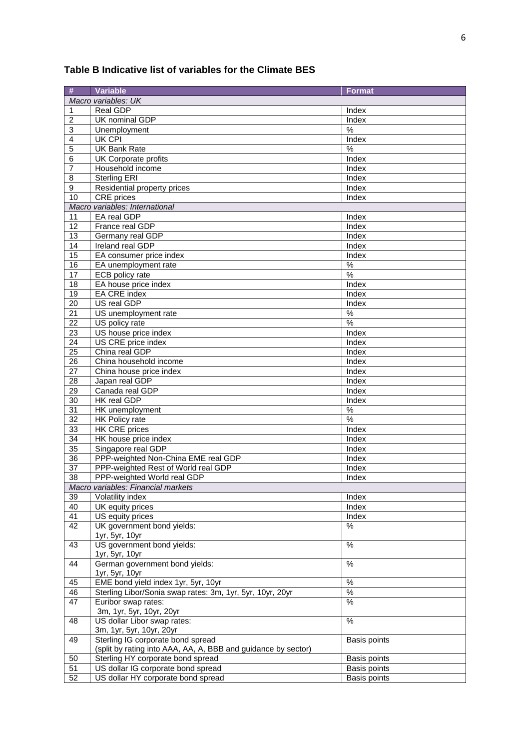## Table B Indicative list of variables for the Climate BES

| # | Variable | Format |
|---|---|---|
| *Macro variables: UK* | | |
| 1 | Real GDP | Index |
| 2 | UK nominal GDP | Index |
| 3 | Unemployment | % |
| 4 | UK CPI | Index |
| 5 | UK Bank Rate | % |
| 6 | UK Corporate profits | Index |
| 7 | Household income | Index |
| 8 | Sterling ERI | Index |
| 9 | Residential property prices | Index |
| 10 | CRE prices | Index |
| *Macro variables: International* | | |
| 11 | EA real GDP | Index |
| 12 | France real GDP | Index |
| 13 | Germany real GDP | Index |
| 14 | Ireland real GDP | Index |
| 15 | EA consumer price index | Index |
| 16 | EA unemployment rate | % |
| 17 | ECB policy rate | % |
| 18 | EA house price index | Index |
| 19 | EA CRE index | Index |
| 20 | US real GDP | Index |
| 21 | US unemployment rate | % |
| 22 | US policy rate | % |
| 23 | US house price index | Index |
| 24 | US CRE price index | Index |
| 25 | China real GDP | Index |
| 26 | China household income | Index |
| 27 | China house price index | Index |
| 28 | Japan real GDP | Index |
| 29 | Canada real GDP | Index |
| 30 | HK real GDP | Index |
| 31 | HK unemployment | % |
| 32 | HK Policy rate | % |
| 33 | HK CRE prices | Index |
| 34 | HK house price index | Index |
| 35 | Singapore real GDP | Index |
| 36 | PPP-weighted Non-China EME real GDP | Index |
| 37 | PPP-weighted Rest of World real GDP | Index |
| 38 | PPP-weighted World real GDP | Index |
| *Macro variables: Financial markets* | | |
| 39 | Volatility index | Index |
| 40 | UK equity prices | Index |
| 41 | US equity prices | Index |
| 42 | UK government bond yields: 1yr, 5yr, 10yr | % |
| 43 | US government bond yields: 1yr, 5yr, 10yr | % |
| 44 | German government bond yields: 1yr, 5yr, 10yr | % |
| 45 | EME bond yield index 1yr, 5yr, 10yr | % |
| 46 | Sterling Libor/Sonia swap rates: 3m, 1yr, 5yr, 10yr, 20yr | % |
| 47 | Euribor swap rates: 3m, 1yr, 5yr, 10yr, 20yr | % |
| 48 | US dollar Libor swap rates: 3m, 1yr, 5yr, 10yr, 20yr | % |
| 49 | Sterling IG corporate bond spread (split by rating into AAA, AA, A, BBB and guidance by sector) | Basis points |
| 50 | Sterling HY corporate bond spread | Basis points |
| 51 | US dollar IG corporate bond spread | Basis points |
| 52 | US dollar HY corporate bond spread | Basis points |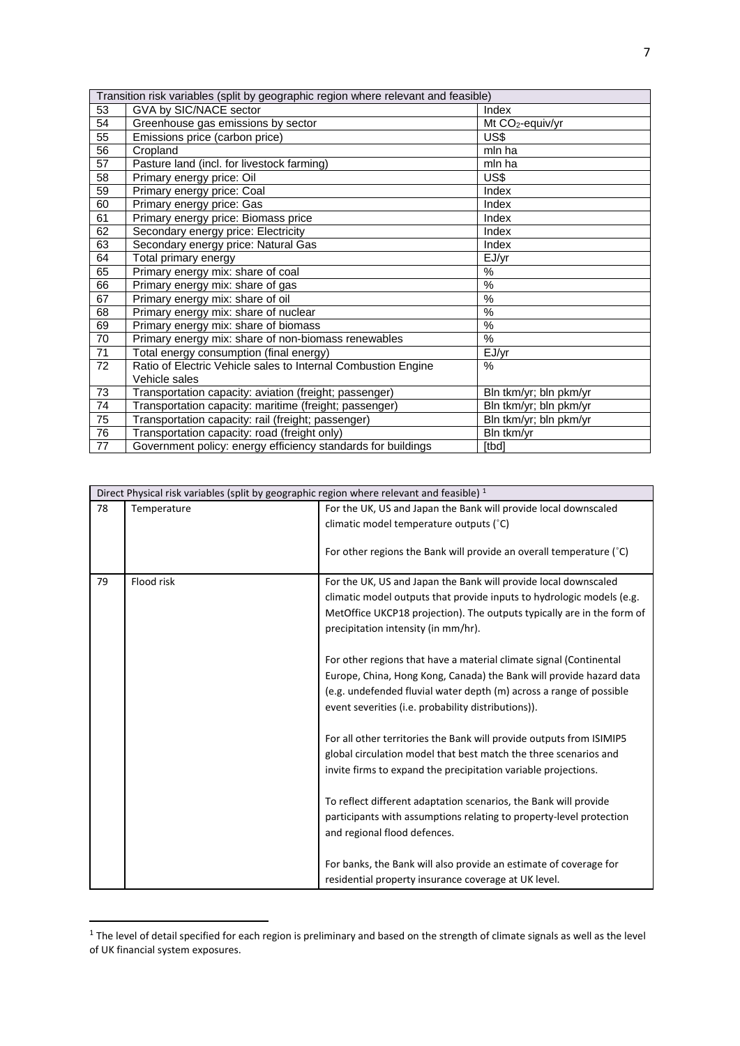| Transition risk variables (split by geographic region where relevant and feasible) | | |
|---|---|---|
| 53 | GVA by SIC/NACE sector | Index |
| 54 | Greenhouse gas emissions by sector | Mt $CO_2$-equiv/yr |
| 55 | Emissions price (carbon price) | US$ |
| 56 | Cropland | mln ha |
| 57 | Pasture land (incl. for livestock farming) | mln ha |
| 58 | Primary energy price: Oil | US$ |
| 59 | Primary energy price: Coal | Index |
| 60 | Primary energy price: Gas | Index |
| 61 | Primary energy price: Biomass price | Index |
| 62 | Secondary energy price: Electricity | Index |
| 63 | Secondary energy price: Natural Gas | Index |
| 64 | Total primary energy | EJ/yr |
| 65 | Primary energy mix: share of coal | % |
| 66 | Primary energy mix: share of gas | % |
| 67 | Primary energy mix: share of oil | % |
| 68 | Primary energy mix: share of nuclear | % |
| 69 | Primary energy mix: share of biomass | % |
| 70 | Primary energy mix: share of non-biomass renewables | % |
| 71 | Total energy consumption (final energy) | EJ/yr |
| 72 | Ratio of Electric Vehicle sales to Internal Combustion Engine Vehicle sales | % |
| 73 | Transportation capacity: aviation (freight; passenger) | Bln tkm/yr; bln pkm/yr |
| 74 | Transportation capacity: maritime (freight; passenger) | Bln tkm/yr; bln pkm/yr |
| 75 | Transportation capacity: rail (freight; passenger) | Bln tkm/yr; bln pkm/yr |
| 76 | Transportation capacity: road (freight only) | Bln tkm/yr |
| 77 | Government policy: energy efficiency standards for buildings | [tbd] |

| Direct Physical risk variables (split by geographic region where relevant and feasible) [1] | | |
|---|---|---|
| 78 | Temperature | For the UK, US and Japan the Bank will provide local downscaled climatic model temperature outputs (˚C)<br><br>For other regions the Bank will provide an overall temperature (˚C) |
| 79 | Flood risk | For the UK, US and Japan the Bank will provide local downscaled climatic model outputs that provide inputs to hydrologic models (e.g. MetOffice UKCP18 projection). The outputs typically are in the form of precipitation intensity (in mm/hr).<br><br>For other regions that have a material climate signal (Continental Europe, China, Hong Kong, Canada) the Bank will provide hazard data (e.g. undefended fluvial water depth (m) across a range of possible event severities (i.e. probability distributions)).<br><br>For all other territories the Bank will provide outputs from ISIMIP5 global circulation model that best match the three scenarios and invite firms to expand the precipitation variable projections.<br><br>To reflect different adaptation scenarios, the Bank will provide participants with assumptions relating to property-level protection and regional flood defences.<br><br>For banks, the Bank will also provide an estimate of coverage for residential property insurance coverage at UK level. |

[1] The level of detail specified for each region is preliminary and based on the strength of climate signals as well as the level of UK financial system exposures.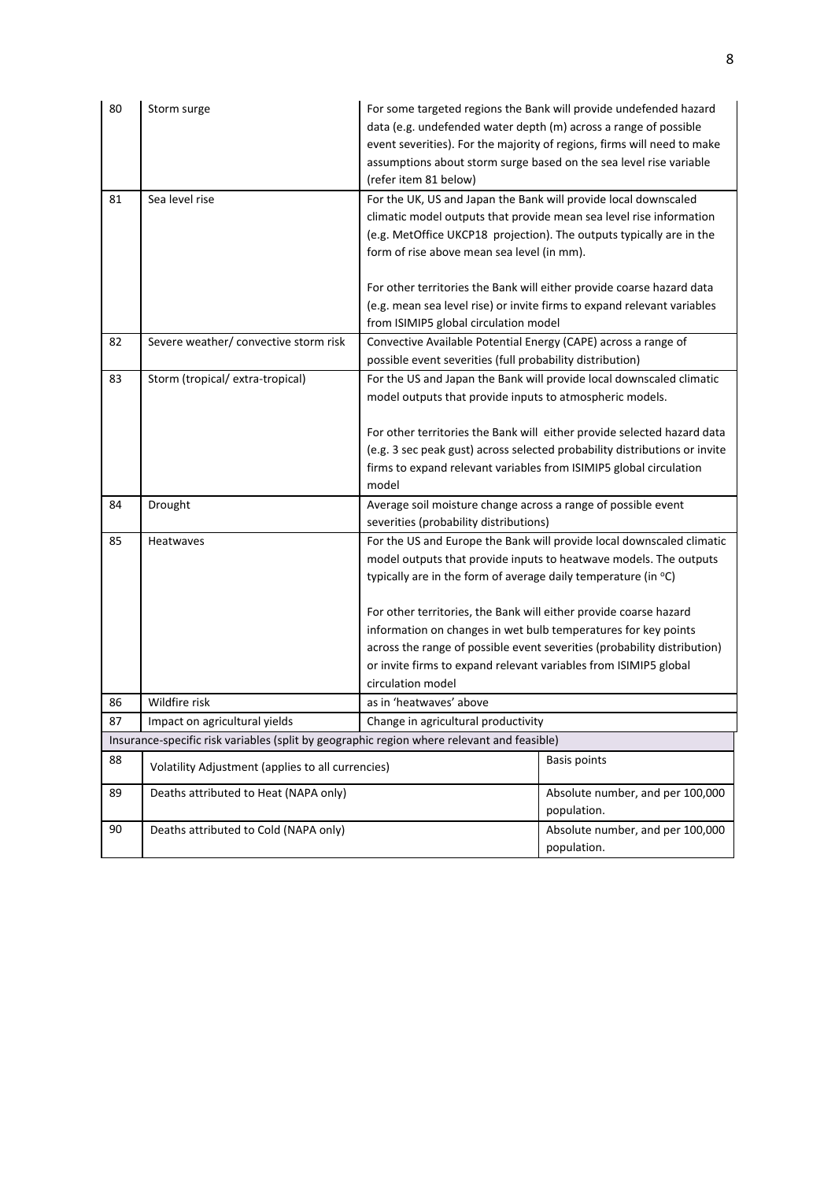| | | |
|---|---|---|
| 80 | Storm surge | For some targeted regions the Bank will provide undefended hazard data (e.g. undefended water depth (m) across a range of possible event severities). For the majority of regions, firms will need to make assumptions about storm surge based on the sea level rise variable (refer item 81 below) |
| 81 | Sea level rise | For the UK, US and Japan the Bank will provide local downscaled climatic model outputs that provide mean sea level rise information (e.g. MetOffice UKCP18 projection). The outputs typically are in the form of rise above mean sea level (in mm).<br><br>For other territories the Bank will either provide coarse hazard data (e.g. mean sea level rise) or invite firms to expand relevant variables from ISIMIP5 global circulation model |
| 82 | Severe weather/ convective storm risk | Convective Available Potential Energy (CAPE) across a range of possible event severities (full probability distribution) |
| 83 | Storm (tropical/ extra-tropical) | For the US and Japan the Bank will provide local downscaled climatic model outputs that provide inputs to atmospheric models.<br><br>For other territories the Bank will either provide selected hazard data (e.g. 3 sec peak gust) across selected probability distributions or invite firms to expand relevant variables from ISIMIP5 global circulation model |
| 84 | Drought | Average soil moisture change across a range of possible event severities (probability distributions) |
| 85 | Heatwaves | For the US and Europe the Bank will provide local downscaled climatic model outputs that provide inputs to heatwave models. The outputs typically are in the form of average daily temperature (in $^{o}C$)<br><br>For other territories, the Bank will either provide coarse hazard information on changes in wet bulb temperatures for key points across the range of possible event severities (probability distribution) or invite firms to expand relevant variables from ISIMIP5 global circulation model |
| 86 | Wildfire risk | as in 'heatwaves' above |
| 87 | Impact on agricultural yields | Change in agricultural productivity |
| Insurance-specific risk variables (split by geographic region where relevant and feasible) | | |
| 88 | Volatility Adjustment (applies to all currencies) | Basis points |
| 89 | Deaths attributed to Heat (NAPA only) | Absolute number, and per 100,000 population. |
| 90 | Deaths attributed to Cold (NAPA only) | Absolute number, and per 100,000 population. |